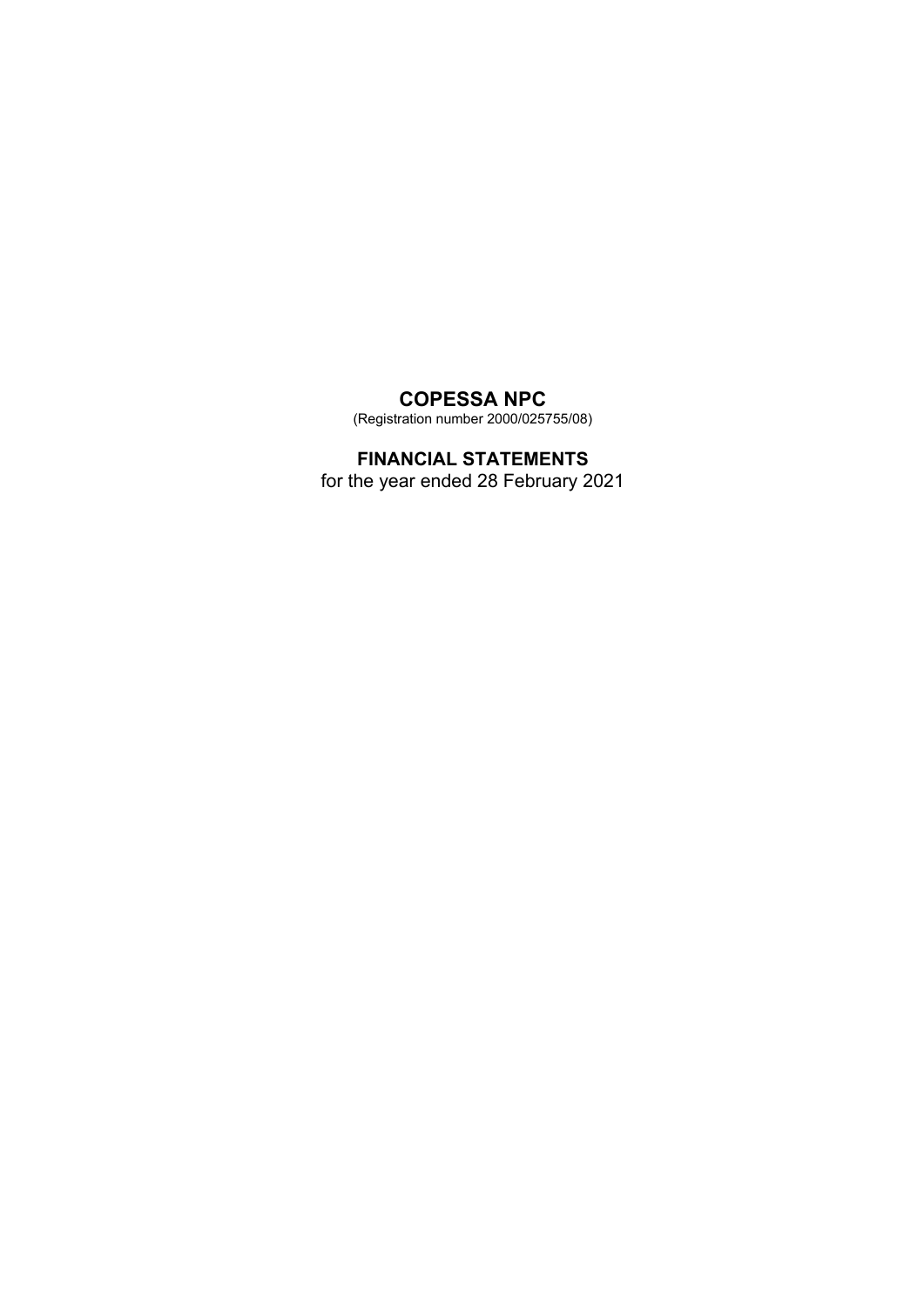# COPESSA NPC

(Registration number 2000/025755/08)

## FINANCIAL STATEMENTS

for the year ended 28 February 2021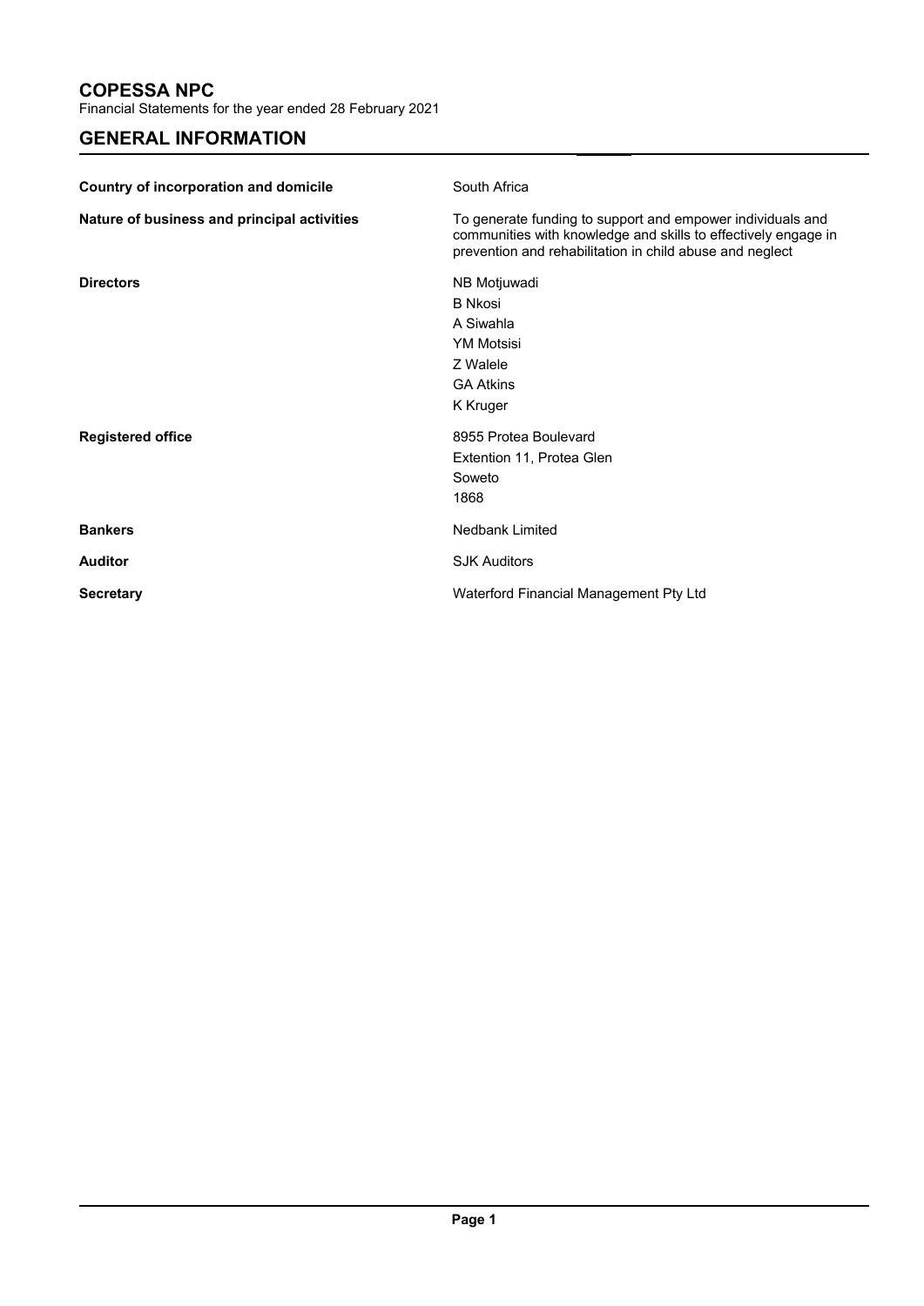# COPESSA NPC

Financial Statements for the year ended 28 February 2021

## GENERAL INFORMATION

| | |
|---|---|
| **Country of incorporation and domicile** | South Africa |
| **Nature of business and principal activities** | To generate funding to support and empower individuals and communities with knowledge and skills to effectively engage in prevention and rehabilitation in child abuse and neglect |
| **Directors** | NB Motjuwadi<br>B Nkosi<br>A Siwahla<br>YM Motsisi<br>Z Walele<br>GA Atkins<br>K Kruger |
| **Registered office** | 8955 Protea Boulevard<br>Extention 11, Protea Glen<br>Soweto<br>1868 |
| **Bankers** | Nedbank Limited |
| **Auditor** | SJK Auditors |
| **Secretary** | Waterford Financial Management Pty Ltd |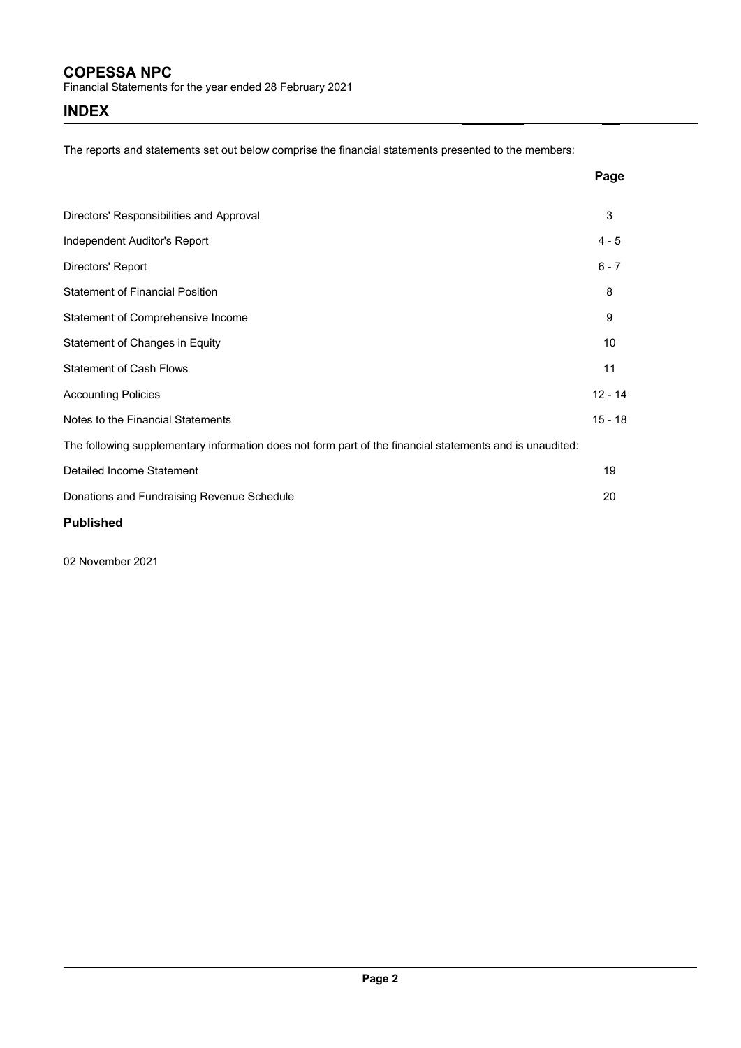# COPESSA NPC

Financial Statements for the year ended 28 February 2021

## INDEX

The reports and statements set out below comprise the financial statements presented to the members:

| | Page |
|---|---|
| Directors' Responsibilities and Approval | 3 |
| Independent Auditor's Report | 4 - 5 |
| Directors' Report | 6 - 7 |
| Statement of Financial Position | 8 |
| Statement of Comprehensive Income | 9 |
| Statement of Changes in Equity | 10 |
| Statement of Cash Flows | 11 |
| Accounting Policies | 12 - 14 |
| Notes to the Financial Statements | 15 - 18 |

The following supplementary information does not form part of the financial statements and is unaudited:

| | |
|---|---|
| Detailed Income Statement | 19 |
| Donations and Fundraising Revenue Schedule | 20 |

**Published**

02 November 2021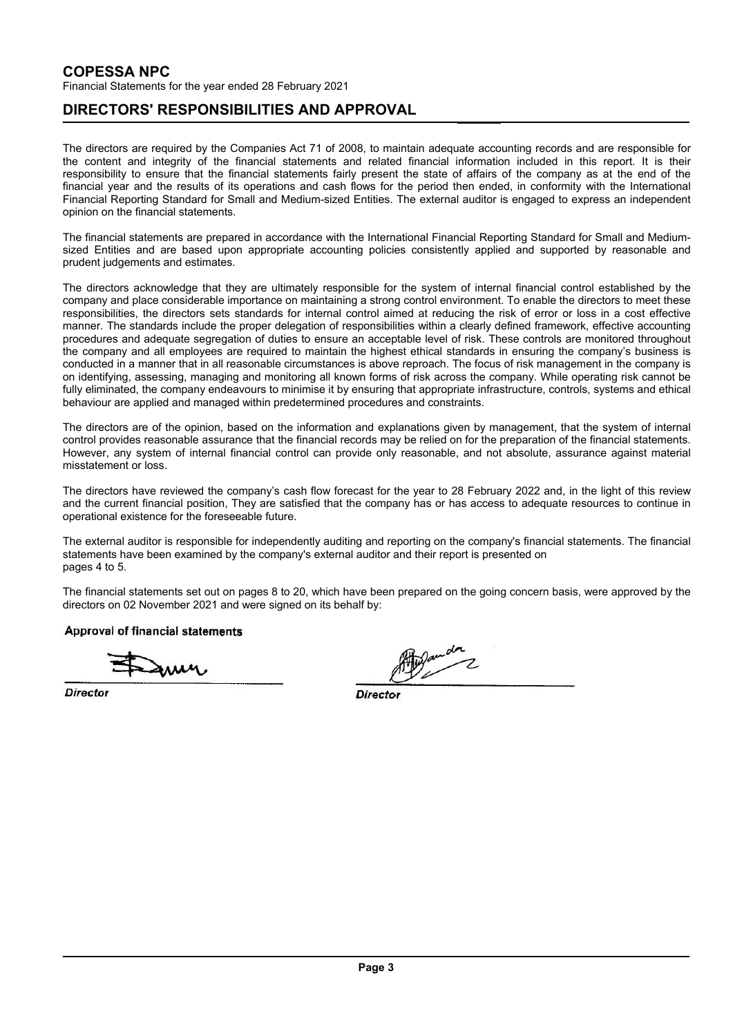# DIRECTORS' RESPONSIBILITIES AND APPROVAL

The directors are required by the Companies Act 71 of 2008, to maintain adequate accounting records and are responsible for the content and integrity of the financial statements and related financial information included in this report. It is their responsibility to ensure that the financial statements fairly present the state of affairs of the company as at the end of the financial year and the results of its operations and cash flows for the period then ended, in conformity with the International Financial Reporting Standard for Small and Medium-sized Entities. The external auditor is engaged to express an independent opinion on the financial statements.

The financial statements are prepared in accordance with the International Financial Reporting Standard for Small and Medium-sized Entities and are based upon appropriate accounting policies consistently applied and supported by reasonable and prudent judgements and estimates.

The directors acknowledge that they are ultimately responsible for the system of internal financial control established by the company and place considerable importance on maintaining a strong control environment. To enable the directors to meet these responsibilities, the directors sets standards for internal control aimed at reducing the risk of error or loss in a cost effective manner. The standards include the proper delegation of responsibilities within a clearly defined framework, effective accounting procedures and adequate segregation of duties to ensure an acceptable level of risk. These controls are monitored throughout the company and all employees are required to maintain the highest ethical standards in ensuring the company's business is conducted in a manner that in all reasonable circumstances is above reproach. The focus of risk management in the company is on identifying, assessing, managing and monitoring all known forms of risk across the company. While operating risk cannot be fully eliminated, the company endeavours to minimise it by ensuring that appropriate infrastructure, controls, systems and ethical behaviour are applied and managed within predetermined procedures and constraints.

The directors are of the opinion, based on the information and explanations given by management, that the system of internal control provides reasonable assurance that the financial records may be relied on for the preparation of the financial statements. However, any system of internal financial control can provide only reasonable, and not absolute, assurance against material misstatement or loss.

The directors have reviewed the company's cash flow forecast for the year to 28 February 2022 and, in the light of this review and the current financial position, They are satisfied that the company has or has access to adequate resources to continue in operational existence for the foreseeable future.

The external auditor is responsible for independently auditing and reporting on the company's financial statements. The financial statements have been examined by the company's external auditor and their report is presented on pages 4 to 5.

The financial statements set out on pages 8 to 20, which have been prepared on the going concern basis, were approved by the directors on 02 November 2021 and were signed on its behalf by:

**Approval of financial statements**

*Director*

*Director*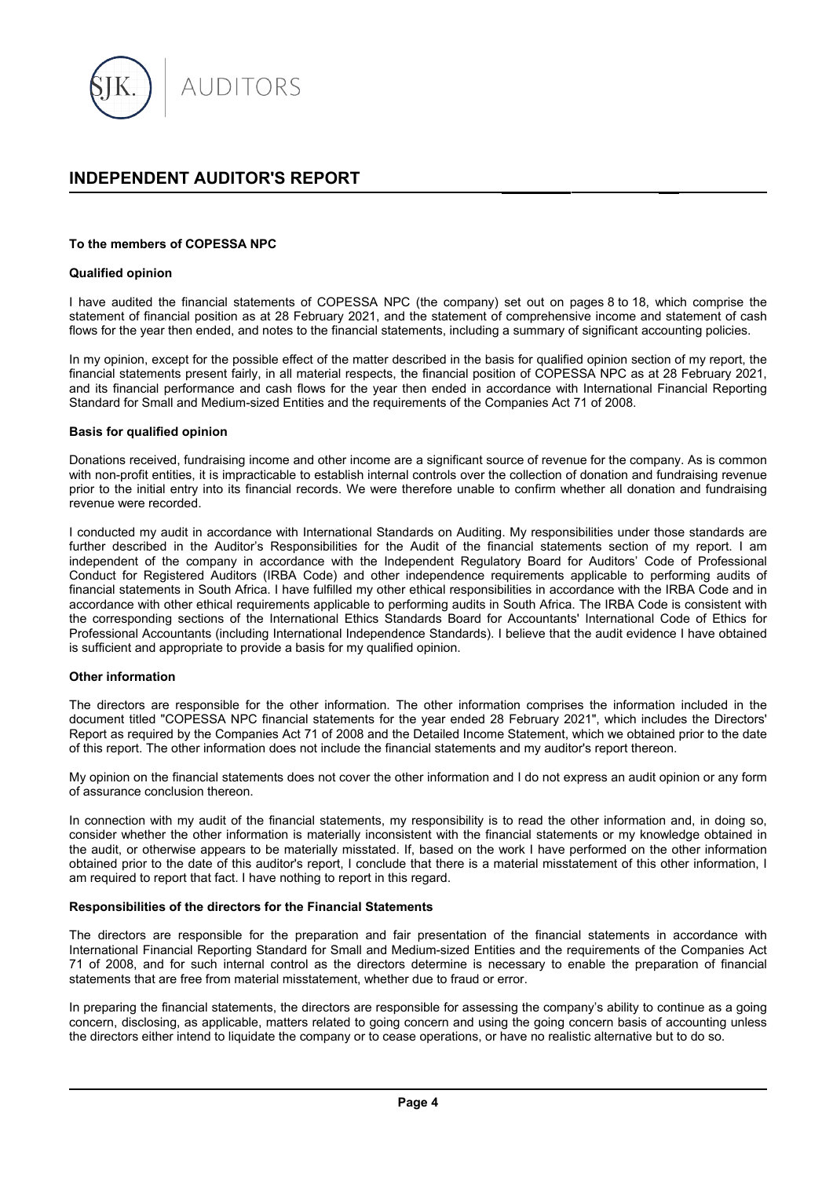# INDEPENDENT AUDITOR'S REPORT

**To the members of COPESSA NPC**

**Qualified opinion**

I have audited the financial statements of COPESSA NPC (the company) set out on pages 8 to 18, which comprise the statement of financial position as at 28 February 2021, and the statement of comprehensive income and statement of cash flows for the year then ended, and notes to the financial statements, including a summary of significant accounting policies.

In my opinion, except for the possible effect of the matter described in the basis for qualified opinion section of my report, the financial statements present fairly, in all material respects, the financial position of COPESSA NPC as at 28 February 2021, and its financial performance and cash flows for the year then ended in accordance with International Financial Reporting Standard for Small and Medium-sized Entities and the requirements of the Companies Act 71 of 2008.

**Basis for qualified opinion**

Donations received, fundraising income and other income are a significant source of revenue for the company. As is common with non-profit entities, it is impracticable to establish internal controls over the collection of donation and fundraising revenue prior to the initial entry into its financial records. We were therefore unable to confirm whether all donation and fundraising revenue were recorded.

I conducted my audit in accordance with International Standards on Auditing. My responsibilities under those standards are further described in the Auditor's Responsibilities for the Audit of the financial statements section of my report. I am independent of the company in accordance with the Independent Regulatory Board for Auditors' Code of Professional Conduct for Registered Auditors (IRBA Code) and other independence requirements applicable to performing audits of financial statements in South Africa. I have fulfilled my other ethical responsibilities in accordance with the IRBA Code and in accordance with other ethical requirements applicable to performing audits in South Africa. The IRBA Code is consistent with the corresponding sections of the International Ethics Standards Board for Accountants' International Code of Ethics for Professional Accountants (including International Independence Standards). I believe that the audit evidence I have obtained is sufficient and appropriate to provide a basis for my qualified opinion.

**Other information**

The directors are responsible for the other information. The other information comprises the information included in the document titled "COPESSA NPC financial statements for the year ended 28 February 2021", which includes the Directors' Report as required by the Companies Act 71 of 2008 and the Detailed Income Statement, which we obtained prior to the date of this report. The other information does not include the financial statements and my auditor's report thereon.

My opinion on the financial statements does not cover the other information and I do not express an audit opinion or any form of assurance conclusion thereon.

In connection with my audit of the financial statements, my responsibility is to read the other information and, in doing so, consider whether the other information is materially inconsistent with the financial statements or my knowledge obtained in the audit, or otherwise appears to be materially misstated. If, based on the work I have performed on the other information obtained prior to the date of this auditor's report, I conclude that there is a material misstatement of this other information, I am required to report that fact. I have nothing to report in this regard.

**Responsibilities of the directors for the Financial Statements**

The directors are responsible for the preparation and fair presentation of the financial statements in accordance with International Financial Reporting Standard for Small and Medium-sized Entities and the requirements of the Companies Act 71 of 2008, and for such internal control as the directors determine is necessary to enable the preparation of financial statements that are free from material misstatement, whether due to fraud or error.

In preparing the financial statements, the directors are responsible for assessing the company's ability to continue as a going concern, disclosing, as applicable, matters related to going concern and using the going concern basis of accounting unless the directors either intend to liquidate the company or to cease operations, or have no realistic alternative but to do so.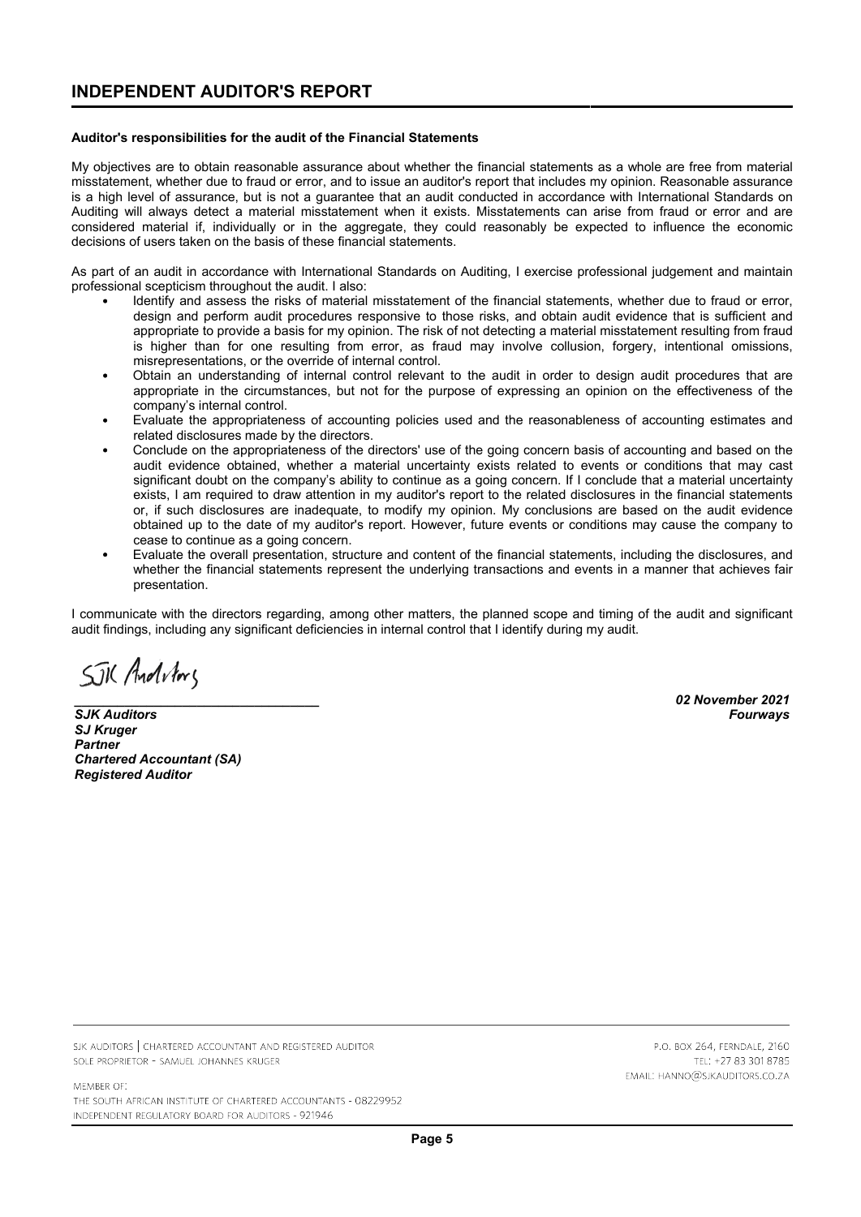# INDEPENDENT AUDITOR'S REPORT

**Auditor's responsibilities for the audit of the Financial Statements**

My objectives are to obtain reasonable assurance about whether the financial statements as a whole are free from material misstatement, whether due to fraud or error, and to issue an auditor's report that includes my opinion. Reasonable assurance is a high level of assurance, but is not a guarantee that an audit conducted in accordance with International Standards on Auditing will always detect a material misstatement when it exists. Misstatements can arise from fraud or error and are considered material if, individually or in the aggregate, they could reasonably be expected to influence the economic decisions of users taken on the basis of these financial statements.

As part of an audit in accordance with International Standards on Auditing, I exercise professional judgement and maintain professional scepticism throughout the audit. I also:

- Identify and assess the risks of material misstatement of the financial statements, whether due to fraud or error, design and perform audit procedures responsive to those risks, and obtain audit evidence that is sufficient and appropriate to provide a basis for my opinion. The risk of not detecting a material misstatement resulting from fraud is higher than for one resulting from error, as fraud may involve collusion, forgery, intentional omissions, misrepresentations, or the override of internal control.
- Obtain an understanding of internal control relevant to the audit in order to design audit procedures that are appropriate in the circumstances, but not for the purpose of expressing an opinion on the effectiveness of the company's internal control.
- Evaluate the appropriateness of accounting policies used and the reasonableness of accounting estimates and related disclosures made by the directors.
- Conclude on the appropriateness of the directors' use of the going concern basis of accounting and based on the audit evidence obtained, whether a material uncertainty exists related to events or conditions that may cast significant doubt on the company's ability to continue as a going concern. If I conclude that a material uncertainty exists, I am required to draw attention in my auditor's report to the related disclosures in the financial statements or, if such disclosures are inadequate, to modify my opinion. My conclusions are based on the audit evidence obtained up to the date of my auditor's report. However, future events or conditions may cause the company to cease to continue as a going concern.
- Evaluate the overall presentation, structure and content of the financial statements, including the disclosures, and whether the financial statements represent the underlying transactions and events in a manner that achieves fair presentation.

I communicate with the directors regarding, among other matters, the planned scope and timing of the audit and significant audit findings, including any significant deficiencies in internal control that I identify during my audit.

SJK Auditors

***SJK Auditors***
***SJ Kruger***
***Partner***
***Chartered Accountant (SA)***
***Registered Auditor***

***02 November 2021***
***Fourways***

SJK AUDITORS | CHARTERED ACCOUNTANT AND REGISTERED AUDITOR
SOLE PROPRIETOR - SAMUEL JOHANNES KRUGER

MEMBER OF:
THE SOUTH AFRICAN INSTITUTE OF CHARTERED ACCOUNTANTS - 08229952
INDEPENDENT REGULATORY BOARD FOR AUDITORS - 921946

P.O. BOX 264, FERNDALE, 2160
TEL: +27 83 301 8785
EMAIL: HANNO@SJKAUDITORS.CO.ZA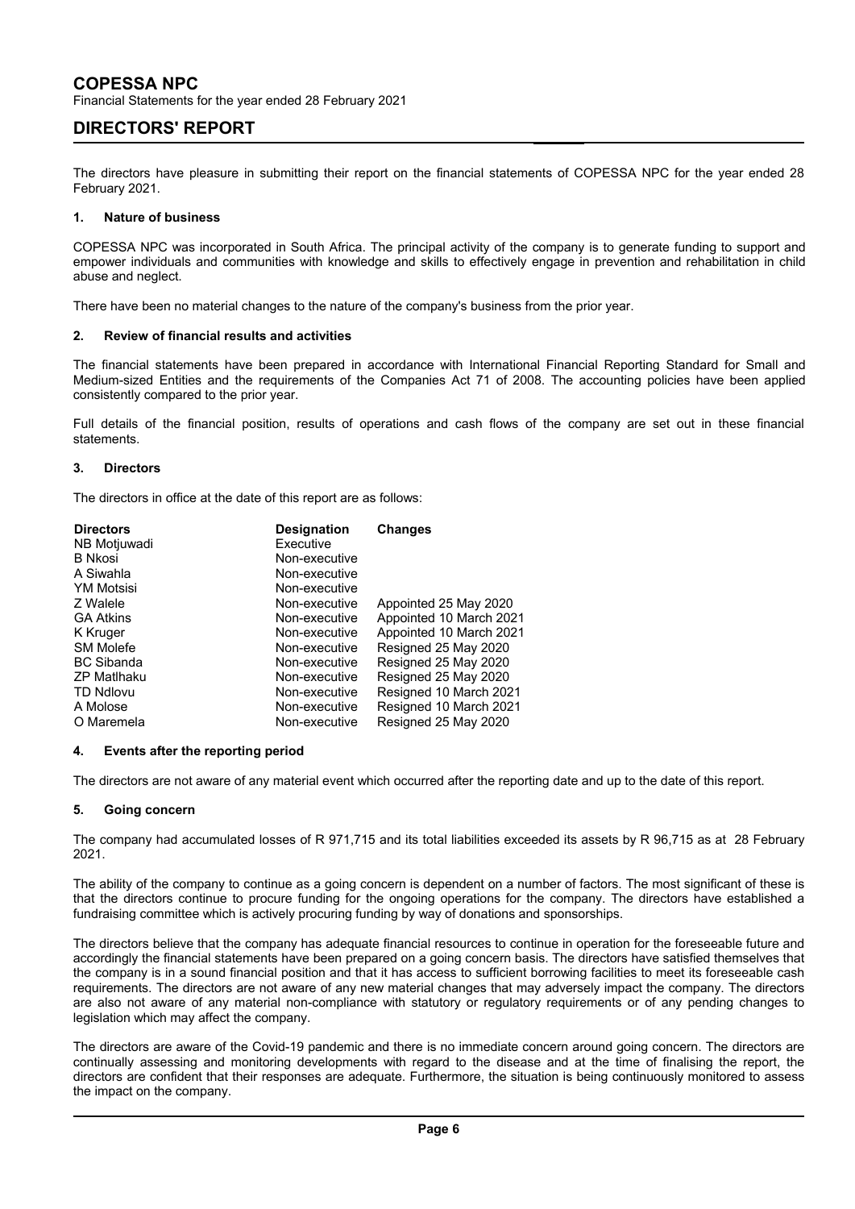# COPESSA NPC

Financial Statements for the year ended 28 February 2021

## DIRECTORS' REPORT

The directors have pleasure in submitting their report on the financial statements of COPESSA NPC for the year ended 28 February 2021.

### 1. Nature of business

COPESSA NPC was incorporated in South Africa. The principal activity of the company is to generate funding to support and empower individuals and communities with knowledge and skills to effectively engage in prevention and rehabilitation in child abuse and neglect.

There have been no material changes to the nature of the company's business from the prior year.

### 2. Review of financial results and activities

The financial statements have been prepared in accordance with International Financial Reporting Standard for Small and Medium-sized Entities and the requirements of the Companies Act 71 of 2008. The accounting policies have been applied consistently compared to the prior year.

Full details of the financial position, results of operations and cash flows of the company are set out in these financial statements.

### 3. Directors

The directors in office at the date of this report are as follows:

| Directors | Designation | Changes |
|---|---|---|
| NB Motjuwadi | Executive | |
| B Nkosi | Non-executive | |
| A Siwahla | Non-executive | |
| YM Motsisi | Non-executive | |
| Z Walele | Non-executive | Appointed 25 May 2020 |
| GA Atkins | Non-executive | Appointed 10 March 2021 |
| K Kruger | Non-executive | Appointed 10 March 2021 |
| SM Molefe | Non-executive | Resigned 25 May 2020 |
| BC Sibanda | Non-executive | Resigned 25 May 2020 |
| ZP Matlhaku | Non-executive | Resigned 25 May 2020 |
| TD Ndlovu | Non-executive | Resigned 10 March 2021 |
| A Molose | Non-executive | Resigned 10 March 2021 |
| O Maremela | Non-executive | Resigned 25 May 2020 |

### 4. Events after the reporting period

The directors are not aware of any material event which occurred after the reporting date and up to the date of this report.

### 5. Going concern

The company had accumulated losses of R 971,715 and its total liabilities exceeded its assets by R 96,715 as at 28 February 2021.

The ability of the company to continue as a going concern is dependent on a number of factors. The most significant of these is that the directors continue to procure funding for the ongoing operations for the company. The directors have established a fundraising committee which is actively procuring funding by way of donations and sponsorships.

The directors believe that the company has adequate financial resources to continue in operation for the foreseeable future and accordingly the financial statements have been prepared on a going concern basis. The directors have satisfied themselves that the company is in a sound financial position and that it has access to sufficient borrowing facilities to meet its foreseeable cash requirements. The directors are not aware of any new material changes that may adversely impact the company. The directors are also not aware of any material non-compliance with statutory or regulatory requirements or of any pending changes to legislation which may affect the company.

The directors are aware of the Covid-19 pandemic and there is no immediate concern around going concern. The directors are continually assessing and monitoring developments with regard to the disease and at the time of finalising the report, the directors are confident that their responses are adequate. Furthermore, the situation is being continuously monitored to assess the impact on the company.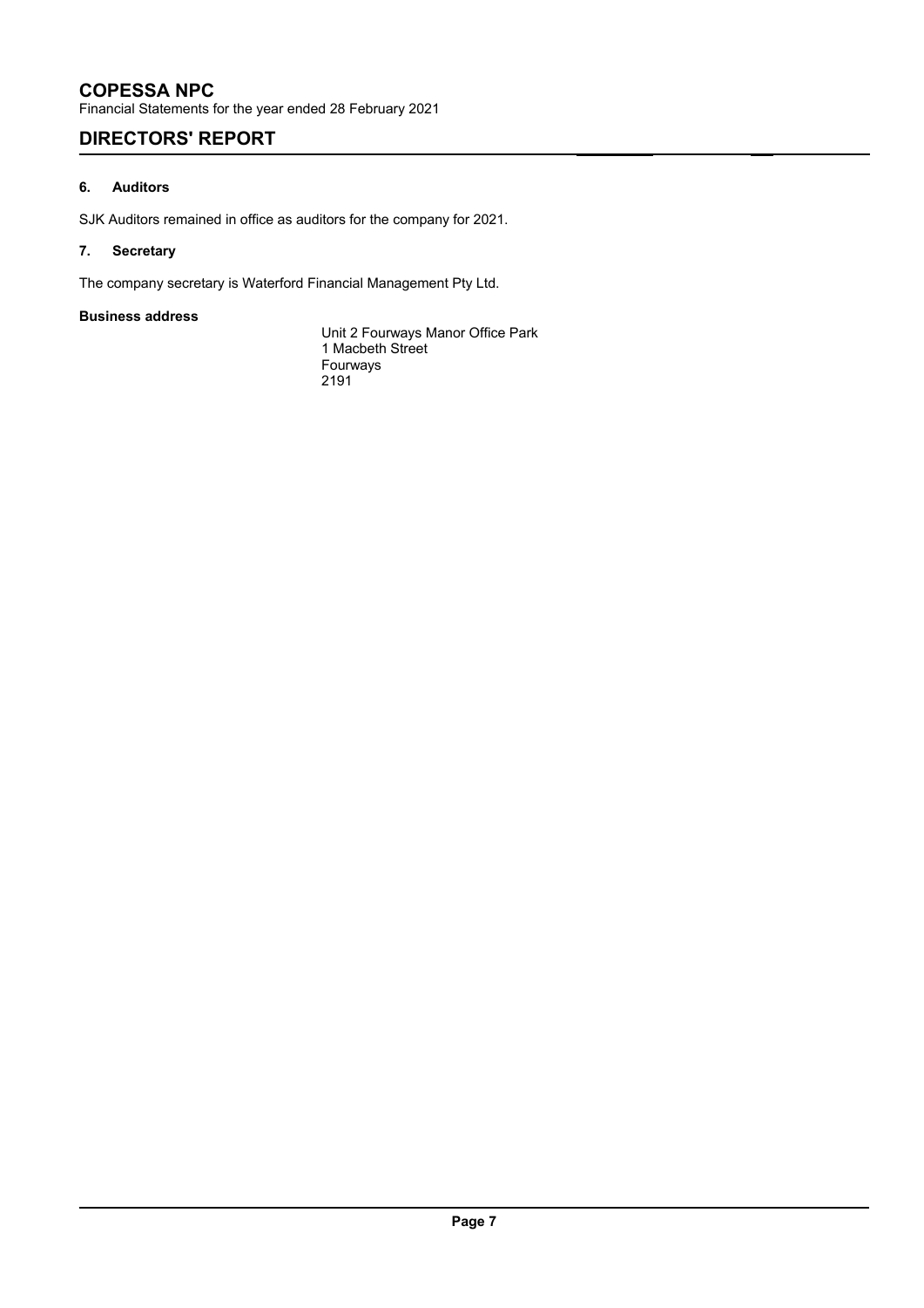### 6. Auditors

SJK Auditors remained in office as auditors for the company for 2021.

### 7. Secretary

The company secretary is Waterford Financial Management Pty Ltd.

**Business address**

Unit 2 Fourways Manor Office Park
1 Macbeth Street
Fourways
2191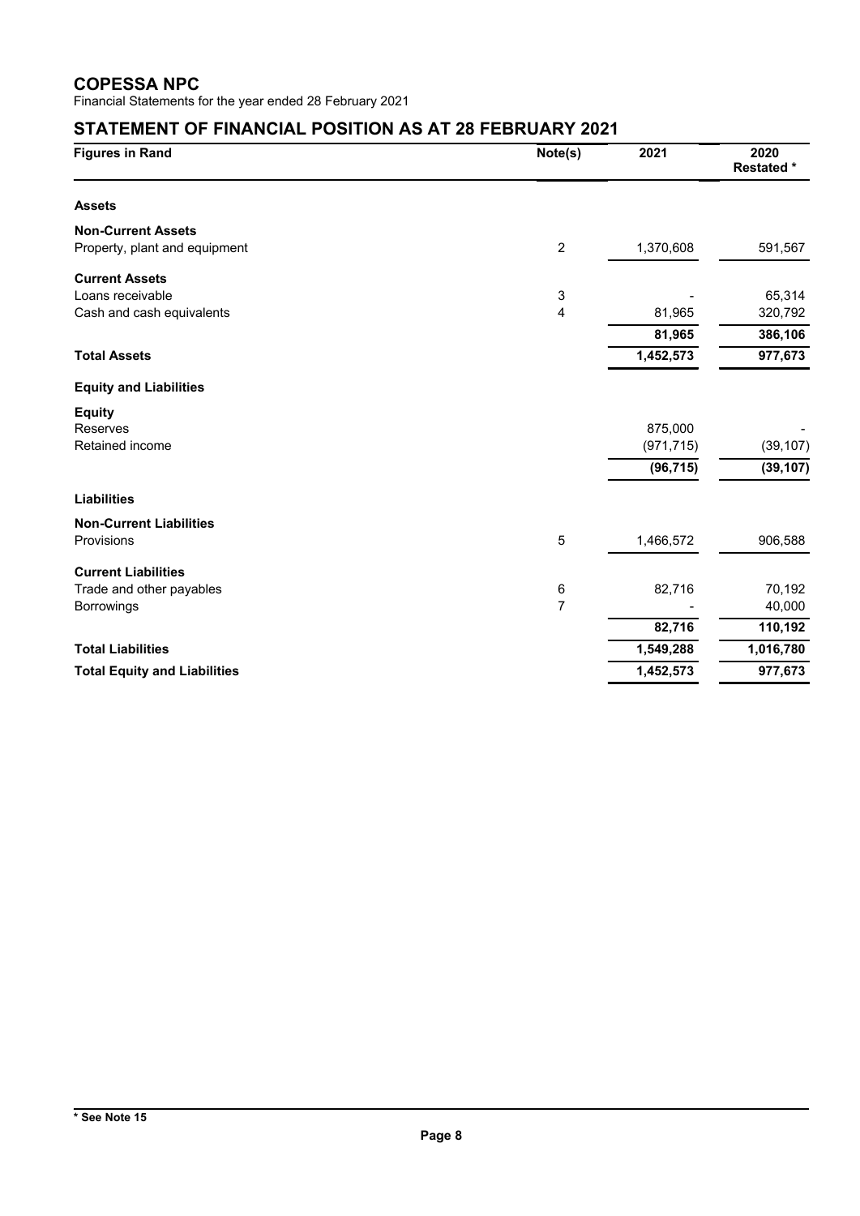# COPESSA NPC

Financial Statements for the year ended 28 February 2021

## STATEMENT OF FINANCIAL POSITION AS AT 28 FEBRUARY 2021

| Figures in Rand | Note(s) | 2021 | 2020 Restated * |
|---|---|---|---|
| **Assets** | | | |
| **Non-Current Assets** | | | |
| Property, plant and equipment | 2 | 1,370,608 | 591,567 |
| **Current Assets** | | | |
| Loans receivable | 3 | - | 65,314 |
| Cash and cash equivalents | 4 | 81,965 | 320,792 |
| | | **81,965** | **386,106** |
| **Total Assets** | | **1,452,573** | **977,673** |
| **Equity and Liabilities** | | | |
| **Equity** | | | |
| Reserves | | 875,000 | - |
| Retained income | | (971,715) | (39,107) |
| | | **(96,715)** | **(39,107)** |
| **Liabilities** | | | |
| **Non-Current Liabilities** | | | |
| Provisions | 5 | 1,466,572 | 906,588 |
| **Current Liabilities** | | | |
| Trade and other payables | 6 | 82,716 | 70,192 |
| Borrowings | 7 | - | 40,000 |
| | | **82,716** | **110,192** |
| **Total Liabilities** | | **1,549,288** | **1,016,780** |
| **Total Equity and Liabilities** | | **1,452,573** | **977,673** |

**\* See Note 15**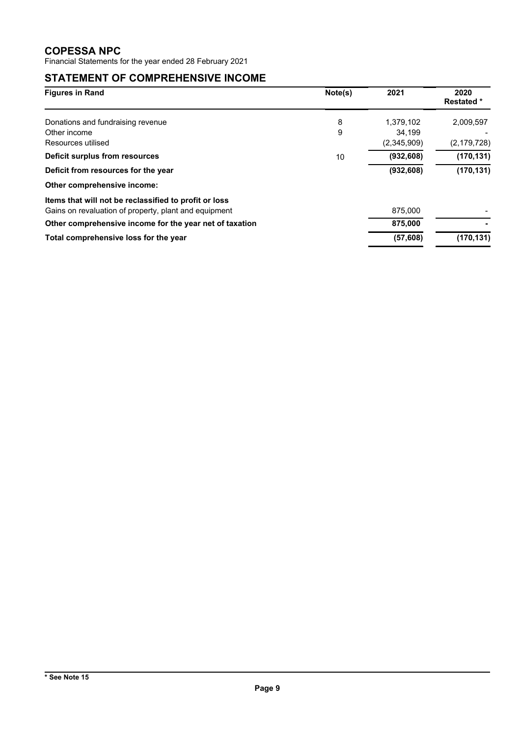# COPESSA NPC

Financial Statements for the year ended 28 February 2021

## STATEMENT OF COMPREHENSIVE INCOME

| Figures in Rand | Note(s) | 2021 | 2020 Restated * |
|---|---|---|---|
| Donations and fundraising revenue | 8 | 1,379,102 | 2,009,597 |
| Other income | 9 | 34,199 | - |
| Resources utilised | | (2,345,909) | (2,179,728) |
| **Deficit surplus from resources** | 10 | **(932,608)** | **(170,131)** |
| **Deficit from resources for the year** | | **(932,608)** | **(170,131)** |
| **Other comprehensive income:** | | | |
| **Items that will not be reclassified to profit or loss** | | | |
| Gains on revaluation of property, plant and equipment | | 875,000 | - |
| **Other comprehensive income for the year net of taxation** | | **875,000** | **-** |
| **Total comprehensive loss for the year** | | **(57,608)** | **(170,131)** |

**\* See Note 15**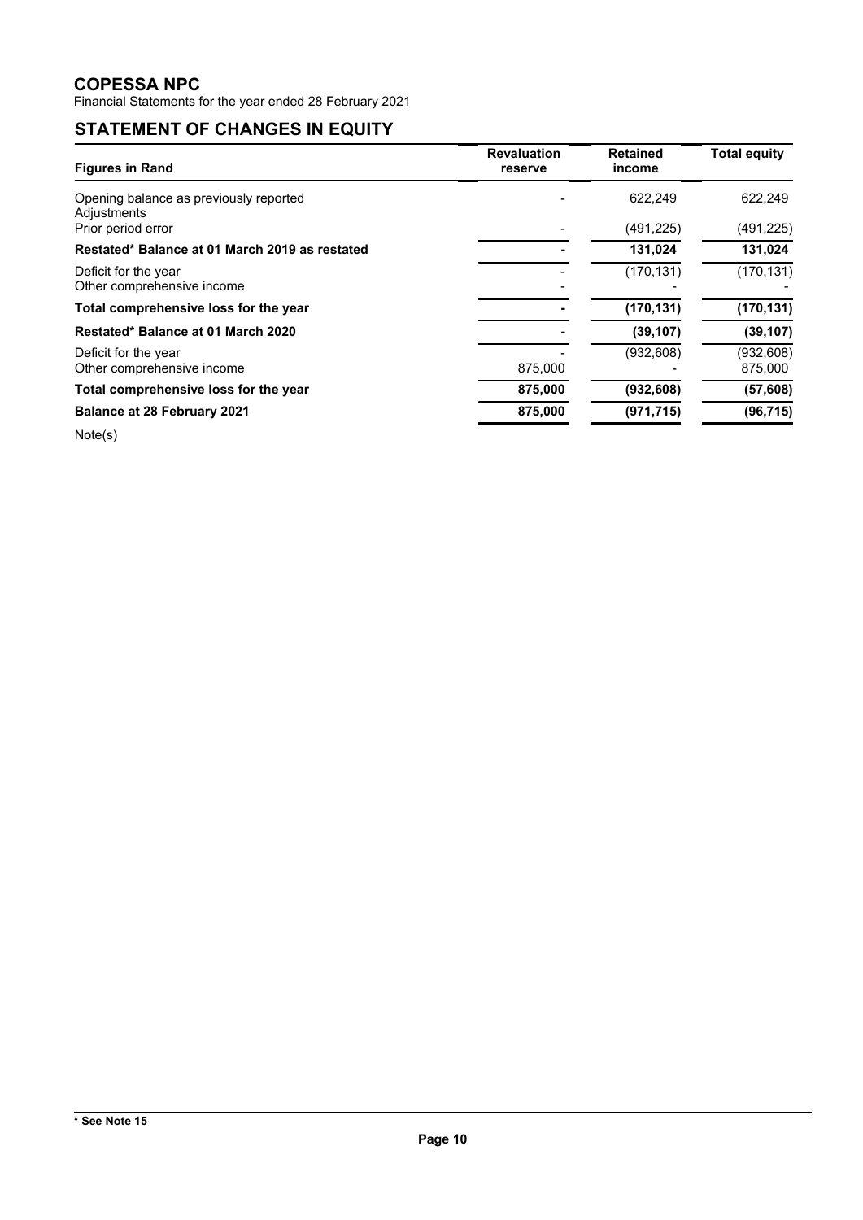**COPESSA NPC**
Financial Statements for the year ended 28 February 2021

## STATEMENT OF CHANGES IN EQUITY

| Figures in Rand | Revaluation reserve | Retained income | Total equity |
|---|---|---|---|
| Opening balance as previously reported | - | 622,249 | 622,249 |
| Adjustments | | | |
| Prior period error | - | (491,225) | (491,225) |
| **Restated* Balance at 01 March 2019 as restated** | **-** | **131,024** | **131,024** |
| Deficit for the year | - | (170,131) | (170,131) |
| Other comprehensive income | - | - | - |
| **Total comprehensive loss for the year** | **-** | **(170,131)** | **(170,131)** |
| **Restated* Balance at 01 March 2020** | **-** | **(39,107)** | **(39,107)** |
| Deficit for the year | - | (932,608) | (932,608) |
| Other comprehensive income | 875,000 | - | 875,000 |
| **Total comprehensive loss for the year** | **875,000** | **(932,608)** | **(57,608)** |
| **Balance at 28 February 2021** | **875,000** | **(971,715)** | **(96,715)** |

Note(s)

**\* See Note 15**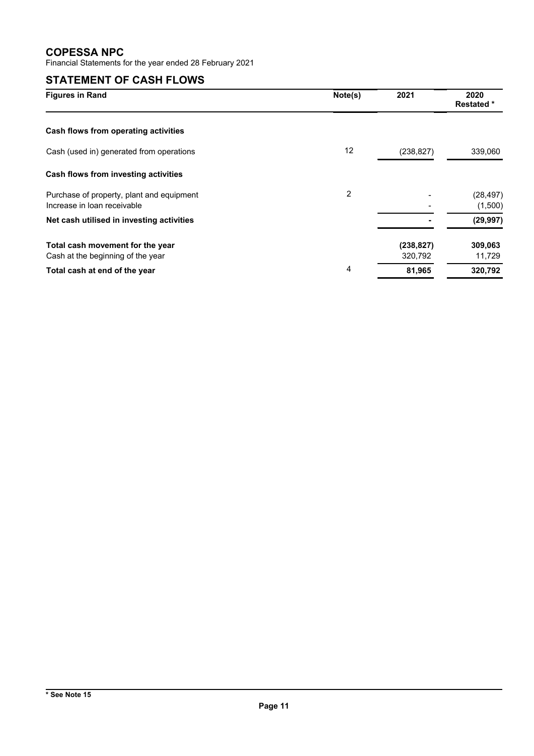# COPESSA NPC

Financial Statements for the year ended 28 February 2021

## STATEMENT OF CASH FLOWS

| Figures in Rand | Note(s) | 2021 | 2020 Restated * |
|---|---|---|---|
| **Cash flows from operating activities** | | | |
| Cash (used in) generated from operations | 12 | (238,827) | 339,060 |
| **Cash flows from investing activities** | | | |
| Purchase of property, plant and equipment | 2 | - | (28,497) |
| Increase in loan receivable | | - | (1,500) |
| **Net cash utilised in investing activities** | | **-** | **(29,997)** |
| **Total cash movement for the year** | | **(238,827)** | **309,063** |
| Cash at the beginning of the year | | 320,792 | 11,729 |
| **Total cash at end of the year** | 4 | **81,965** | **320,792** |

**\* See Note 15**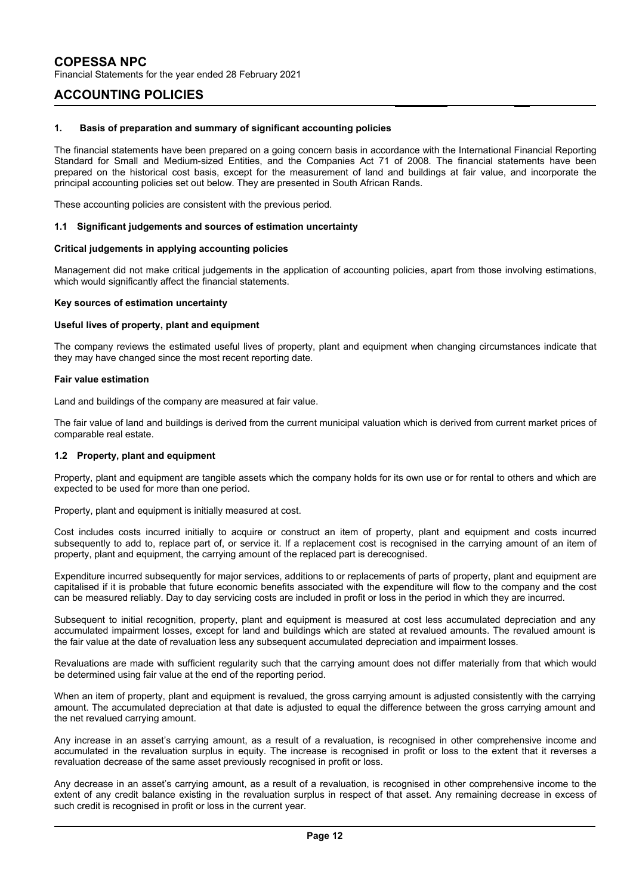# ACCOUNTING POLICIES

### 1. Basis of preparation and summary of significant accounting policies

The financial statements have been prepared on a going concern basis in accordance with the International Financial Reporting Standard for Small and Medium-sized Entities, and the Companies Act 71 of 2008. The financial statements have been prepared on the historical cost basis, except for the measurement of land and buildings at fair value, and incorporate the principal accounting policies set out below. They are presented in South African Rands.

These accounting policies are consistent with the previous period.

### 1.1 Significant judgements and sources of estimation uncertainty

**Critical judgements in applying accounting policies**

Management did not make critical judgements in the application of accounting policies, apart from those involving estimations, which would significantly affect the financial statements.

**Key sources of estimation uncertainty**

**Useful lives of property, plant and equipment**

The company reviews the estimated useful lives of property, plant and equipment when changing circumstances indicate that they may have changed since the most recent reporting date.

**Fair value estimation**

Land and buildings of the company are measured at fair value.

The fair value of land and buildings is derived from the current municipal valuation which is derived from current market prices of comparable real estate.

### 1.2 Property, plant and equipment

Property, plant and equipment are tangible assets which the company holds for its own use or for rental to others and which are expected to be used for more than one period.

Property, plant and equipment is initially measured at cost.

Cost includes costs incurred initially to acquire or construct an item of property, plant and equipment and costs incurred subsequently to add to, replace part of, or service it. If a replacement cost is recognised in the carrying amount of an item of property, plant and equipment, the carrying amount of the replaced part is derecognised.

Expenditure incurred subsequently for major services, additions to or replacements of parts of property, plant and equipment are capitalised if it is probable that future economic benefits associated with the expenditure will flow to the company and the cost can be measured reliably. Day to day servicing costs are included in profit or loss in the period in which they are incurred.

Subsequent to initial recognition, property, plant and equipment is measured at cost less accumulated depreciation and any accumulated impairment losses, except for land and buildings which are stated at revalued amounts. The revalued amount is the fair value at the date of revaluation less any subsequent accumulated depreciation and impairment losses.

Revaluations are made with sufficient regularity such that the carrying amount does not differ materially from that which would be determined using fair value at the end of the reporting period.

When an item of property, plant and equipment is revalued, the gross carrying amount is adjusted consistently with the carrying amount. The accumulated depreciation at that date is adjusted to equal the difference between the gross carrying amount and the net revalued carrying amount.

Any increase in an asset's carrying amount, as a result of a revaluation, is recognised in other comprehensive income and accumulated in the revaluation surplus in equity. The increase is recognised in profit or loss to the extent that it reverses a revaluation decrease of the same asset previously recognised in profit or loss.

Any decrease in an asset's carrying amount, as a result of a revaluation, is recognised in other comprehensive income to the extent of any credit balance existing in the revaluation surplus in respect of that asset. Any remaining decrease in excess of such credit is recognised in profit or loss in the current year.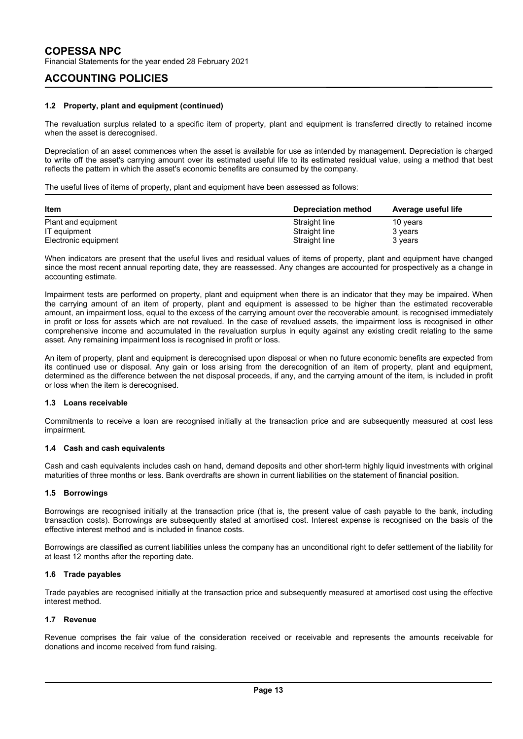## ACCOUNTING POLICIES

### 1.2 Property, plant and equipment (continued)

The revaluation surplus related to a specific item of property, plant and equipment is transferred directly to retained income when the asset is derecognised.

Depreciation of an asset commences when the asset is available for use as intended by management. Depreciation is charged to write off the asset's carrying amount over its estimated useful life to its estimated residual value, using a method that best reflects the pattern in which the asset's economic benefits are consumed by the company.

The useful lives of items of property, plant and equipment have been assessed as follows:

| Item | Depreciation method | Average useful life |
|---|---|---|
| Plant and equipment | Straight line | 10 years |
| IT equipment | Straight line | 3 years |
| Electronic equipment | Straight line | 3 years |

When indicators are present that the useful lives and residual values of items of property, plant and equipment have changed since the most recent annual reporting date, they are reassessed. Any changes are accounted for prospectively as a change in accounting estimate.

Impairment tests are performed on property, plant and equipment when there is an indicator that they may be impaired. When the carrying amount of an item of property, plant and equipment is assessed to be higher than the estimated recoverable amount, an impairment loss, equal to the excess of the carrying amount over the recoverable amount, is recognised immediately in profit or loss for assets which are not revalued. In the case of revalued assets, the impairment loss is recognised in other comprehensive income and accumulated in the revaluation surplus in equity against any existing credit relating to the same asset. Any remaining impairment loss is recognised in profit or loss.

An item of property, plant and equipment is derecognised upon disposal or when no future economic benefits are expected from its continued use or disposal. Any gain or loss arising from the derecognition of an item of property, plant and equipment, determined as the difference between the net disposal proceeds, if any, and the carrying amount of the item, is included in profit or loss when the item is derecognised.

### 1.3 Loans receivable

Commitments to receive a loan are recognised initially at the transaction price and are subsequently measured at cost less impairment.

### 1.4 Cash and cash equivalents

Cash and cash equivalents includes cash on hand, demand deposits and other short-term highly liquid investments with original maturities of three months or less. Bank overdrafts are shown in current liabilities on the statement of financial position.

### 1.5 Borrowings

Borrowings are recognised initially at the transaction price (that is, the present value of cash payable to the bank, including transaction costs). Borrowings are subsequently stated at amortised cost. Interest expense is recognised on the basis of the effective interest method and is included in finance costs.

Borrowings are classified as current liabilities unless the company has an unconditional right to defer settlement of the liability for at least 12 months after the reporting date.

### 1.6 Trade payables

Trade payables are recognised initially at the transaction price and subsequently measured at amortised cost using the effective interest method.

### 1.7 Revenue

Revenue comprises the fair value of the consideration received or receivable and represents the amounts receivable for donations and income received from fund raising.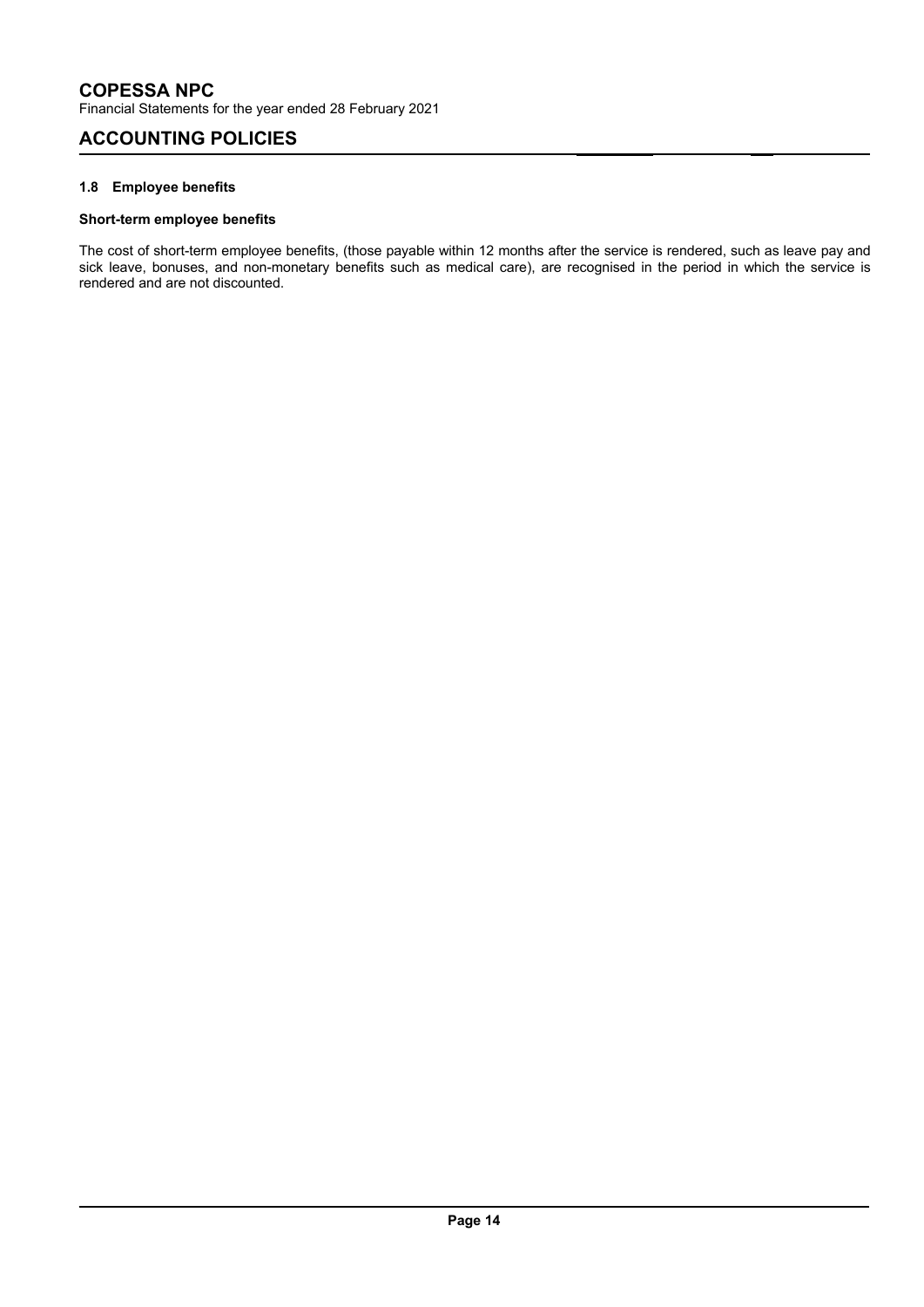## ACCOUNTING POLICIES

### 1.8 Employee benefits

**Short-term employee benefits**

The cost of short-term employee benefits, (those payable within 12 months after the service is rendered, such as leave pay and sick leave, bonuses, and non-monetary benefits such as medical care), are recognised in the period in which the service is rendered and are not discounted.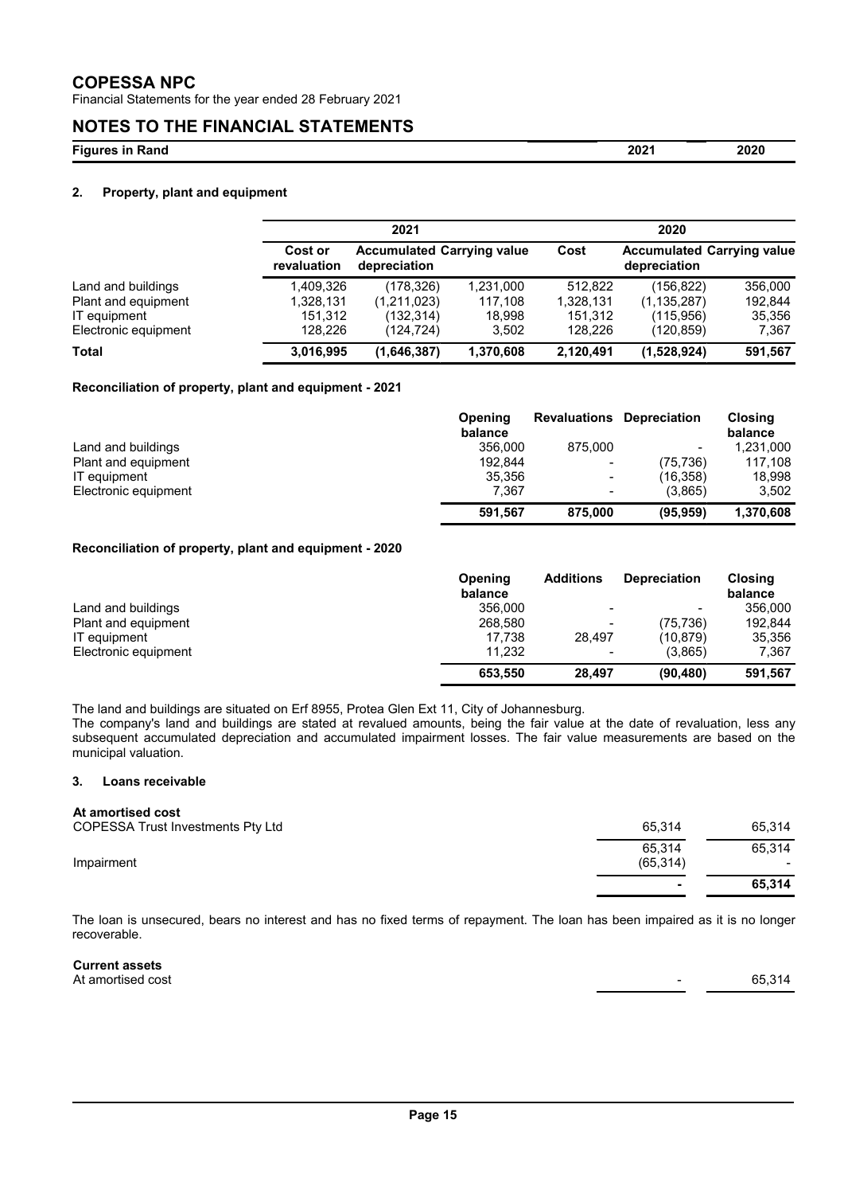# COPESSA NPC

Financial Statements for the year ended 28 February 2021

## NOTES TO THE FINANCIAL STATEMENTS

| Figures in Rand | 2021 | 2020 |
|---|---|---|

### 2. Property, plant and equipment

| | 2021 | | | 2020 | | |
|---|---|---|---|---|---|---|
| | Cost or revaluation | Accumulated depreciation | Carrying value | Cost | Accumulated depreciation | Carrying value |
| Land and buildings | 1,409,326 | (178,326) | 1,231,000 | 512,822 | (156,822) | 356,000 |
| Plant and equipment | 1,328,131 | (1,211,023) | 117,108 | 1,328,131 | (1,135,287) | 192,844 |
| IT equipment | 151,312 | (132,314) | 18,998 | 151,312 | (115,956) | 35,356 |
| Electronic equipment | 128,226 | (124,724) | 3,502 | 128,226 | (120,859) | 7,367 |
| **Total** | **3,016,995** | **(1,646,387)** | **1,370,608** | **2,120,491** | **(1,528,924)** | **591,567** |

**Reconciliation of property, plant and equipment - 2021**

| | Opening balance | Revaluations | Depreciation | Closing balance |
|---|---|---|---|---|
| Land and buildings | 356,000 | 875,000 | - | 1,231,000 |
| Plant and equipment | 192,844 | - | (75,736) | 117,108 |
| IT equipment | 35,356 | - | (16,358) | 18,998 |
| Electronic equipment | 7,367 | - | (3,865) | 3,502 |
| | **591,567** | **875,000** | **(95,959)** | **1,370,608** |

**Reconciliation of property, plant and equipment - 2020**

| | Opening balance | Additions | Depreciation | Closing balance |
|---|---|---|---|---|
| Land and buildings | 356,000 | - | - | 356,000 |
| Plant and equipment | 268,580 | - | (75,736) | 192,844 |
| IT equipment | 17,738 | 28,497 | (10,879) | 35,356 |
| Electronic equipment | 11,232 | - | (3,865) | 7,367 |
| | **653,550** | **28,497** | **(90,480)** | **591,567** |

The land and buildings are situated on Erf 8955, Protea Glen Ext 11, City of Johannesburg.
The company's land and buildings are stated at revalued amounts, being the fair value at the date of revaluation, less any subsequent accumulated depreciation and accumulated impairment losses. The fair value measurements are based on the municipal valuation.

### 3. Loans receivable

| | 2021 | 2020 |
|---|---|---|
| **At amortised cost** | | |
| COPESSA Trust Investments Pty Ltd | 65,314 | 65,314 |
| | 65,314 | 65,314 |
| Impairment | (65,314) | - |
| | **-** | **65,314** |

The loan is unsecured, bears no interest and has no fixed terms of repayment. The loan has been impaired as it is no longer recoverable.

| | 2021 | 2020 |
|---|---|---|
| **Current assets** | | |
| At amortised cost | - | 65,314 |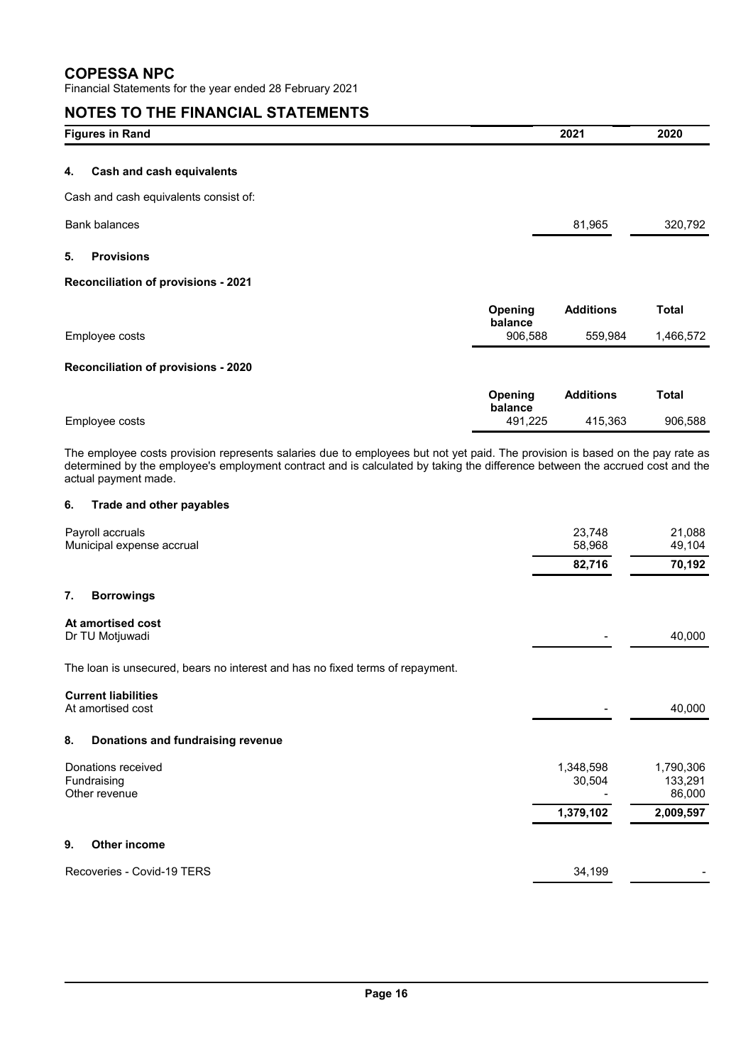# COPESSA NPC

Financial Statements for the year ended 28 February 2021

## NOTES TO THE FINANCIAL STATEMENTS

| Figures in Rand | 2021 | 2020 |
|---|---|---|

### 4. Cash and cash equivalents

Cash and cash equivalents consist of:

| | 2021 | 2020 |
|---|---|---|
| Bank balances | 81,965 | 320,792 |

### 5. Provisions

**Reconciliation of provisions - 2021**

| | Opening balance | Additions | Total |
|---|---|---|---|
| Employee costs | 906,588 | 559,984 | 1,466,572 |

**Reconciliation of provisions - 2020**

| | Opening balance | Additions | Total |
|---|---|---|---|
| Employee costs | 491,225 | 415,363 | 906,588 |

The employee costs provision represents salaries due to employees but not yet paid. The provision is based on the pay rate as determined by the employee's employment contract and is calculated by taking the difference between the accrued cost and the actual payment made.

### 6. Trade and other payables

| | 2021 | 2020 |
|---|---|---|
| Payroll accruals | 23,748 | 21,088 |
| Municipal expense accrual | 58,968 | 49,104 |
| | **82,716** | **70,192** |

### 7. Borrowings

| | 2021 | 2020 |
|---|---|---|
| **At amortised cost** | | |
| Dr TU Motjuwadi | - | 40,000 |

The loan is unsecured, bears no interest and has no fixed terms of repayment.

| | 2021 | 2020 |
|---|---|---|
| **Current liabilities** | | |
| At amortised cost | - | 40,000 |

### 8. Donations and fundraising revenue

| | 2021 | 2020 |
|---|---|---|
| Donations received | 1,348,598 | 1,790,306 |
| Fundraising | 30,504 | 133,291 |
| Other revenue | - | 86,000 |
| | **1,379,102** | **2,009,597** |

### 9. Other income

| | 2021 | 2020 |
|---|---|---|
| Recoveries - Covid-19 TERS | 34,199 | - |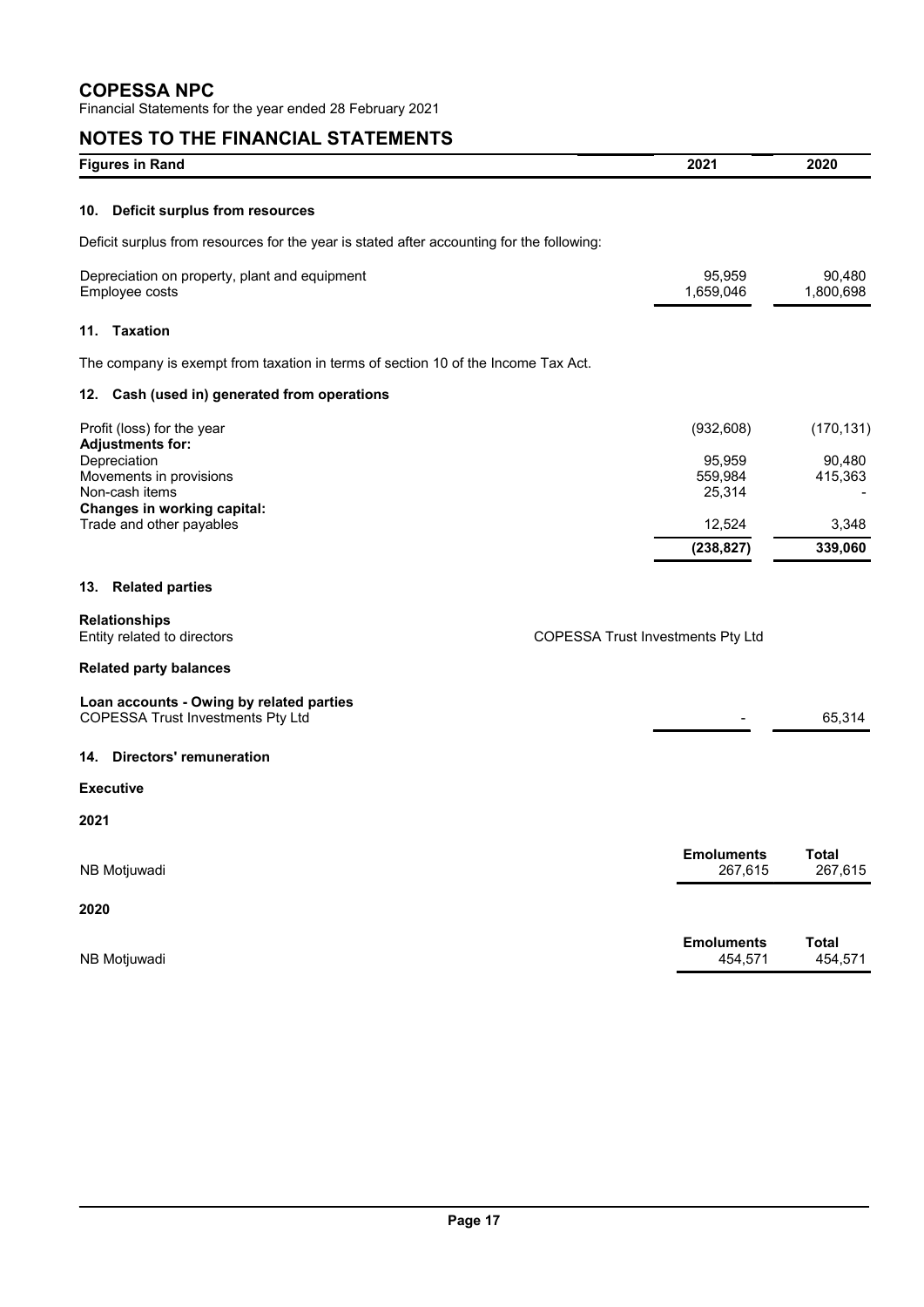# COPESSA NPC

Financial Statements for the year ended 28 February 2021

## NOTES TO THE FINANCIAL STATEMENTS

| Figures in Rand | 2021 | 2020 |
|---|---|---|

### 10. Deficit surplus from resources

Deficit surplus from resources for the year is stated after accounting for the following:

| | 2021 | 2020 |
|---|---|---|
| Depreciation on property, plant and equipment | 95,959 | 90,480 |
| Employee costs | 1,659,046 | 1,800,698 |

### 11. Taxation

The company is exempt from taxation in terms of section 10 of the Income Tax Act.

### 12. Cash (used in) generated from operations

| | 2021 | 2020 |
|---|---|---|
| Profit (loss) for the year | (932,608) | (170,131) |
| **Adjustments for:** | | |
| Depreciation | 95,959 | 90,480 |
| Movements in provisions | 559,984 | 415,363 |
| Non-cash items | 25,314 | - |
| **Changes in working capital:** | | |
| Trade and other payables | 12,524 | 3,348 |
| | **(238,827)** | **339,060** |

### 13. Related parties

**Relationships**

| | |
|---|---|
| Entity related to directors | COPESSA Trust Investments Pty Ltd |

**Related party balances**

| | 2021 | 2020 |
|---|---|---|
| **Loan accounts - Owing by related parties** | | |
| COPESSA Trust Investments Pty Ltd | - | 65,314 |

### 14. Directors' remuneration

**Executive**

**2021**

| | Emoluments | Total |
|---|---|---|
| NB Motjuwadi | 267,615 | 267,615 |

**2020**

| | Emoluments | Total |
|---|---|---|
| NB Motjuwadi | 454,571 | 454,571 |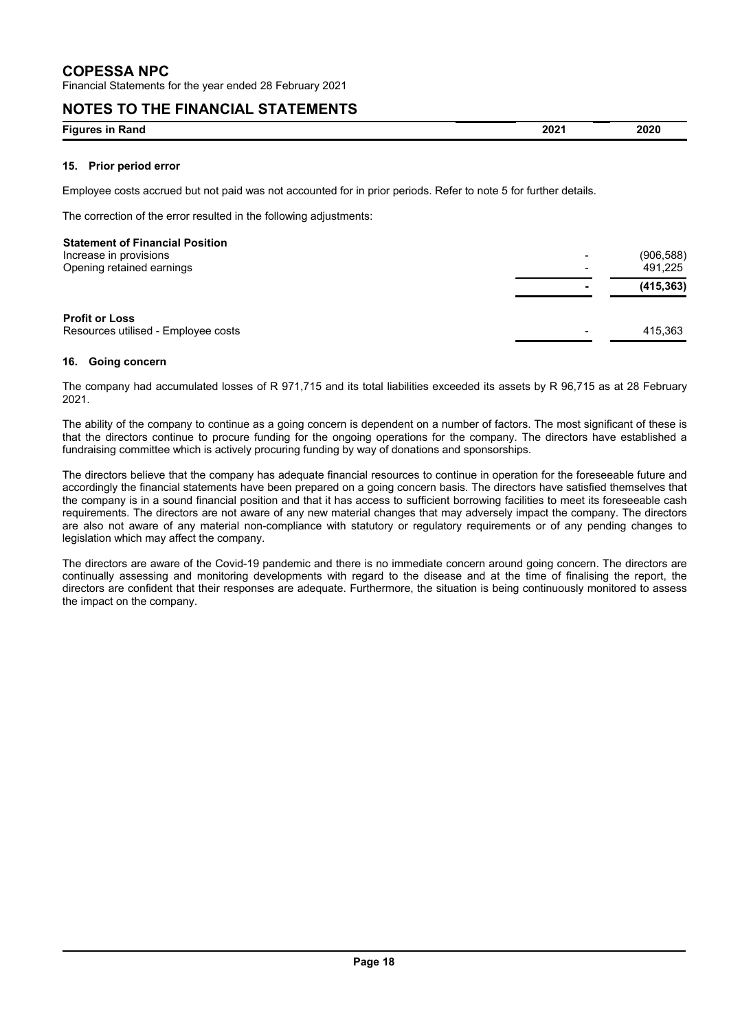# COPESSA NPC

Financial Statements for the year ended 28 February 2021

## NOTES TO THE FINANCIAL STATEMENTS

| Figures in Rand | 2021 | 2020 |
|---|---|---|

### 15. Prior period error

Employee costs accrued but not paid was not accounted for in prior periods. Refer to note 5 for further details.

The correction of the error resulted in the following adjustments:

| | 2021 | 2020 |
|---|---|---|
| **Statement of Financial Position** | | |
| Increase in provisions | - | (906,588) |
| Opening retained earnings | - | 491,225 |
| | **-** | **(415,363)** |
| | | |
| **Profit or Loss** | | |
| Resources utilised - Employee costs | - | 415,363 |

### 16. Going concern

The company had accumulated losses of R 971,715 and its total liabilities exceeded its assets by R 96,715 as at 28 February 2021.

The ability of the company to continue as a going concern is dependent on a number of factors. The most significant of these is that the directors continue to procure funding for the ongoing operations for the company. The directors have established a fundraising committee which is actively procuring funding by way of donations and sponsorships.

The directors believe that the company has adequate financial resources to continue in operation for the foreseeable future and accordingly the financial statements have been prepared on a going concern basis. The directors have satisfied themselves that the company is in a sound financial position and that it has access to sufficient borrowing facilities to meet its foreseeable cash requirements. The directors are not aware of any new material changes that may adversely impact the company. The directors are also not aware of any material non-compliance with statutory or regulatory requirements or of any pending changes to legislation which may affect the company.

The directors are aware of the Covid-19 pandemic and there is no immediate concern around going concern. The directors are continually assessing and monitoring developments with regard to the disease and at the time of finalising the report, the directors are confident that their responses are adequate. Furthermore, the situation is being continuously monitored to assess the impact on the company.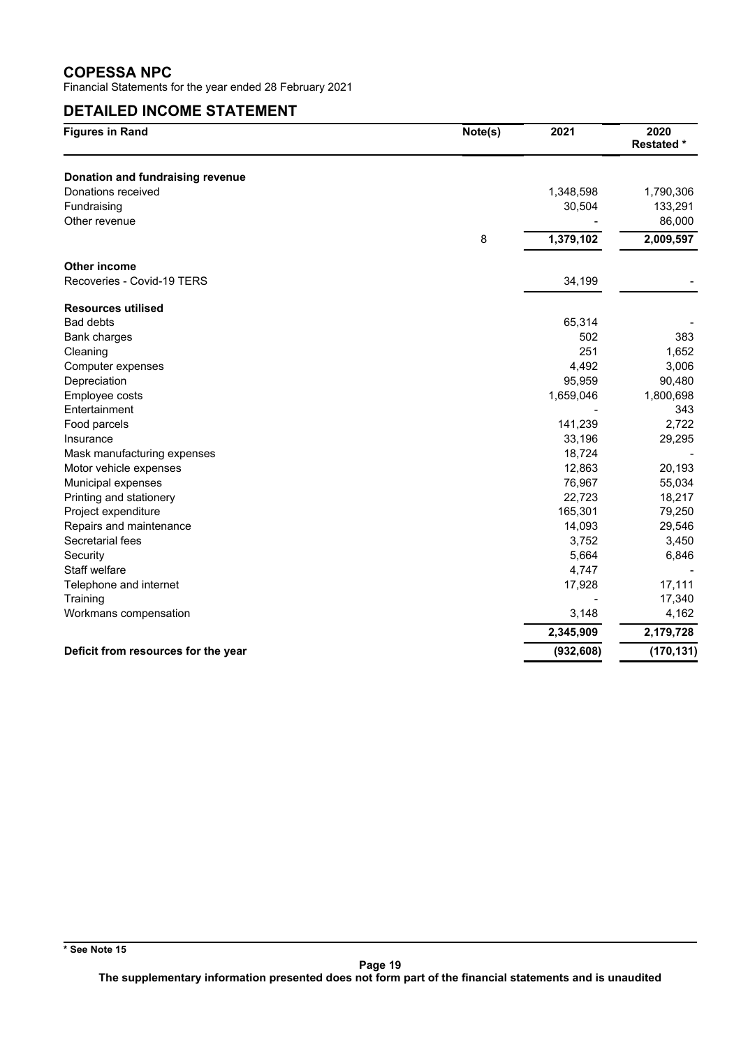# COPESSA NPC

Financial Statements for the year ended 28 February 2021

## DETAILED INCOME STATEMENT

| Figures in Rand | Note(s) | 2021 | 2020 Restated * |
|---|---|---|---|
| **Donation and fundraising revenue** | | | |
| Donations received | | 1,348,598 | 1,790,306 |
| Fundraising | | 30,504 | 133,291 |
| Other revenue | | - | 86,000 |
| | 8 | 1,379,102 | 2,009,597 |
| **Other income** | | | |
| Recoveries - Covid-19 TERS | | 34,199 | - |
| **Resources utilised** | | | |
| Bad debts | | 65,314 | - |
| Bank charges | | 502 | 383 |
| Cleaning | | 251 | 1,652 |
| Computer expenses | | 4,492 | 3,006 |
| Depreciation | | 95,959 | 90,480 |
| Employee costs | | 1,659,046 | 1,800,698 |
| Entertainment | | - | 343 |
| Food parcels | | 141,239 | 2,722 |
| Insurance | | 33,196 | 29,295 |
| Mask manufacturing expenses | | 18,724 | - |
| Motor vehicle expenses | | 12,863 | 20,193 |
| Municipal expenses | | 76,967 | 55,034 |
| Printing and stationery | | 22,723 | 18,217 |
| Project expenditure | | 165,301 | 79,250 |
| Repairs and maintenance | | 14,093 | 29,546 |
| Secretarial fees | | 3,752 | 3,450 |
| Security | | 5,664 | 6,846 |
| Staff welfare | | 4,747 | - |
| Telephone and internet | | 17,928 | 17,111 |
| Training | | - | 17,340 |
| Workmans compensation | | 3,148 | 4,162 |
| | | 2,345,909 | 2,179,728 |
| **Deficit from resources for the year** | | (932,608) | (170,131) |

\* See Note 15

The supplementary information presented does not form part of the financial statements and is unaudited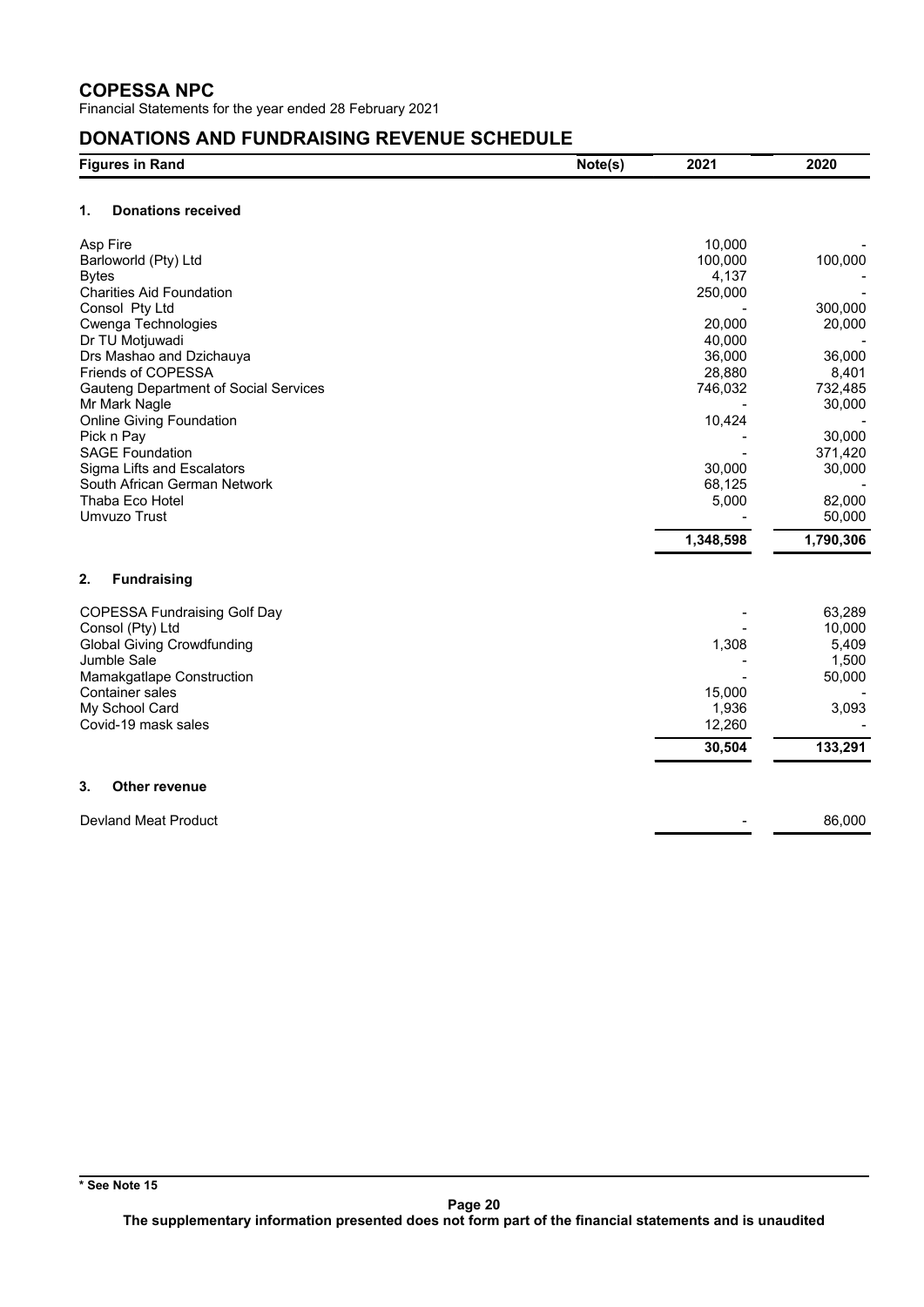# COPESSA NPC

Financial Statements for the year ended 28 February 2021

## DONATIONS AND FUNDRAISING REVENUE SCHEDULE

| Figures in Rand | Note(s) | 2021 | 2020 |
|---|---|---|---|
| **1. Donations received** | | | |
| Asp Fire | | 10,000 | - |
| Barloworld (Pty) Ltd | | 100,000 | 100,000 |
| Bytes | | 4,137 | - |
| Charities Aid Foundation | | 250,000 | - |
| Consol Pty Ltd | | - | 300,000 |
| Cwenga Technologies | | 20,000 | 20,000 |
| Dr TU Motjuwadi | | 40,000 | - |
| Drs Mashao and Dzichauya | | 36,000 | 36,000 |
| Friends of COPESSA | | 28,880 | 8,401 |
| Gauteng Department of Social Services | | 746,032 | 732,485 |
| Mr Mark Nagle | | - | 30,000 |
| Online Giving Foundation | | 10,424 | - |
| Pick n Pay | | - | 30,000 |
| SAGE Foundation | | - | 371,420 |
| Sigma Lifts and Escalators | | 30,000 | 30,000 |
| South African German Network | | 68,125 | - |
| Thaba Eco Hotel | | 5,000 | 82,000 |
| Umvuzo Trust | | - | 50,000 |
| | | **1,348,598** | **1,790,306** |
| **2. Fundraising** | | | |
| COPESSA Fundraising Golf Day | | - | 63,289 |
| Consol (Pty) Ltd | | - | 10,000 |
| Global Giving Crowdfunding | | 1,308 | 5,409 |
| Jumble Sale | | - | 1,500 |
| Mamakgatlape Construction | | - | 50,000 |
| Container sales | | 15,000 | - |
| My School Card | | 1,936 | 3,093 |
| Covid-19 mask sales | | 12,260 | - |
| | | **30,504** | **133,291** |
| **3. Other revenue** | | | |
| Devland Meat Product | | - | 86,000 |

**\* See Note 15**

**The supplementary information presented does not form part of the financial statements and is unaudited**